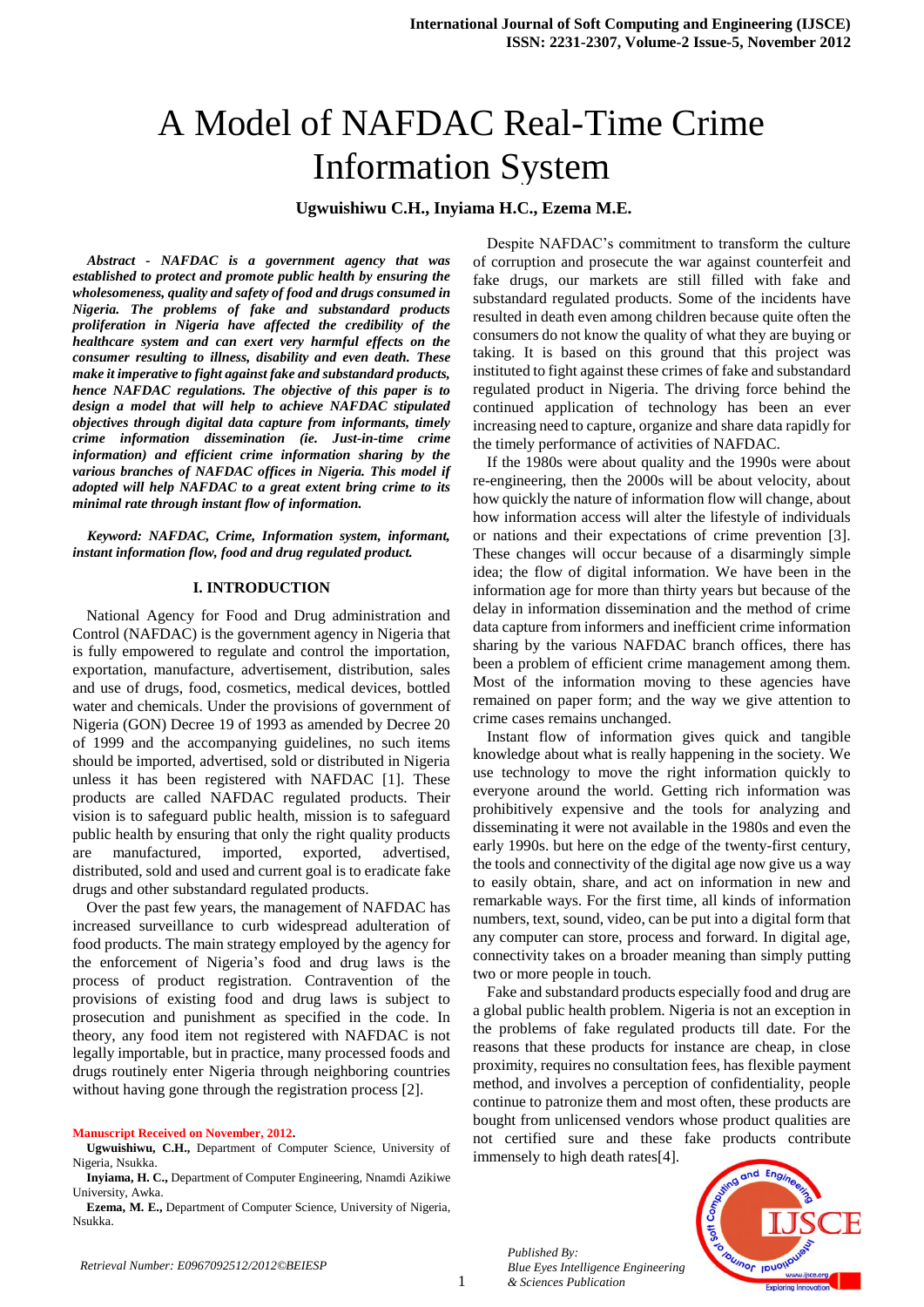# A Model of NAFDAC Real-Time Crime Information System

**Ugwuishiwu C.H., Inyiama H.C., Ezema M.E.**

***Abstract - NAFDAC is a government agency that was established to protect and promote public health by ensuring the wholesomeness, quality and safety of food and drugs consumed in Nigeria. The problems of fake and substandard products proliferation in Nigeria have affected the credibility of the healthcare system and can exert very harmful effects on the consumer resulting to illness, disability and even death. These make it imperative to fight against fake and substandard products, hence NAFDAC regulations. The objective of this paper is to design a model that will help to achieve NAFDAC stipulated objectives through digital data capture from informants, timely crime information dissemination (ie. Just-in-time crime information) and efficient crime information sharing by the various branches of NAFDAC offices in Nigeria. This model if adopted will help NAFDAC to a great extent bring crime to its minimal rate through instant flow of information.***

***Keyword: NAFDAC, Crime, Information system, informant, instant information flow, food and drug regulated product.***

## I. INTRODUCTION

National Agency for Food and Drug administration and Control (NAFDAC) is the government agency in Nigeria that is fully empowered to regulate and control the importation, exportation, manufacture, advertisement, distribution, sales and use of drugs, food, cosmetics, medical devices, bottled water and chemicals. Under the provisions of government of Nigeria (GON) Decree 19 of 1993 as amended by Decree 20 of 1999 and the accompanying guidelines, no such items should be imported, advertised, sold or distributed in Nigeria unless it has been registered with NAFDAC [1]. These products are called NAFDAC regulated products. Their vision is to safeguard public health, mission is to safeguard public health by ensuring that only the right quality products are manufactured, imported, exported, advertised, distributed, sold and used and current goal is to eradicate fake drugs and other substandard regulated products.

Over the past few years, the management of NAFDAC has increased surveillance to curb widespread adulteration of food products. The main strategy employed by the agency for the enforcement of Nigeria's food and drug laws is the process of product registration. Contravention of the provisions of existing food and drug laws is subject to prosecution and punishment as specified in the code. In theory, any food item not registered with NAFDAC is not legally importable, but in practice, many processed foods and drugs routinely enter Nigeria through neighboring countries without having gone through the registration process [2].

**Manuscript Received on November, 2012.**

**Ugwuishiwu, C.H.,** Department of Computer Science, University of Nigeria, Nsukka.

**Inyiama, H. C.,** Department of Computer Engineering, Nnamdi Azikiwe University, Awka.

**Ezema, M. E.,** Department of Computer Science, University of Nigeria, Nsukka.

Despite NAFDAC's commitment to transform the culture of corruption and prosecute the war against counterfeit and fake drugs, our markets are still filled with fake and substandard regulated products. Some of the incidents have resulted in death even among children because quite often the consumers do not know the quality of what they are buying or taking. It is based on this ground that this project was instituted to fight against these crimes of fake and substandard regulated product in Nigeria. The driving force behind the continued application of technology has been an ever increasing need to capture, organize and share data rapidly for the timely performance of activities of NAFDAC.

If the 1980s were about quality and the 1990s were about re-engineering, then the 2000s will be about velocity, about how quickly the nature of information flow will change, about how information access will alter the lifestyle of individuals or nations and their expectations of crime prevention [3]. These changes will occur because of a disarmingly simple idea; the flow of digital information. We have been in the information age for more than thirty years but because of the delay in information dissemination and the method of crime data capture from informers and inefficient crime information sharing by the various NAFDAC branch offices, there has been a problem of efficient crime management among them. Most of the information moving to these agencies have remained on paper form; and the way we give attention to crime cases remains unchanged.

Instant flow of information gives quick and tangible knowledge about what is really happening in the society. We use technology to move the right information quickly to everyone around the world. Getting rich information was prohibitively expensive and the tools for analyzing and disseminating it were not available in the 1980s and even the early 1990s. but here on the edge of the twenty-first century, the tools and connectivity of the digital age now give us a way to easily obtain, share, and act on information in new and remarkable ways. For the first time, all kinds of information numbers, text, sound, video, can be put into a digital form that any computer can store, process and forward. In digital age, connectivity takes on a broader meaning than simply putting two or more people in touch.

Fake and substandard products especially food and drug are a global public health problem. Nigeria is not an exception in the problems of fake regulated products till date. For the reasons that these products for instance are cheap, in close proximity, requires no consultation fees, has flexible payment method, and involves a perception of confidentiality, people continue to patronize them and most often, these products are bought from unlicensed vendors whose product qualities are not certified sure and these fake products contribute immensely to high death rates[4].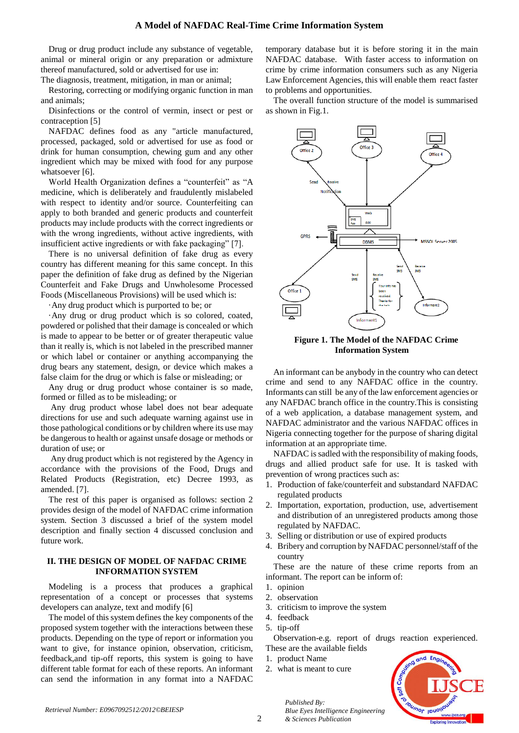Drug or drug product include any substance of vegetable, animal or mineral origin or any preparation or admixture thereof manufactured, sold or advertised for use in:

The diagnosis, treatment, mitigation, in man or animal;

Restoring, correcting or modifying organic function in man and animals;

Disinfections or the control of vermin, insect or pest or contraception [5]

NAFDAC defines food as any "article manufactured, processed, packaged, sold or advertised for use as food or drink for human consumption, chewing gum and any other ingredient which may be mixed with food for any purpose whatsoever [6].

World Health Organization defines a "counterfeit" as "A medicine, which is deliberately and fraudulently mislabeled with respect to identity and/or source. Counterfeiting can apply to both branded and generic products and counterfeit products may include products with the correct ingredients or with the wrong ingredients, without active ingredients, with insufficient active ingredients or with fake packaging" [7].

There is no universal definition of fake drug as every country has different meaning for this same concept. In this paper the definition of fake drug as defined by the Nigerian Counterfeit and Fake Drugs and Unwholesome Processed Foods (Miscellaneous Provisions) will be used which is:

·Any drug product which is purported to be; or

·Any drug or drug product which is so colored, coated, powdered or polished that their damage is concealed or which is made to appear to be better or of greater therapeutic value than it really is, which is not labeled in the prescribed manner or which label or container or anything accompanying the drug bears any statement, design, or device which makes a false claim for the drug or which is false or misleading; or

Any drug or drug product whose container is so made, formed or filled as to be misleading; or

Any drug product whose label does not bear adequate directions for use and such adequate warning against use in those pathological conditions or by children where its use may be dangerous to health or against unsafe dosage or methods or duration of use; or

Any drug product which is not registered by the Agency in accordance with the provisions of the Food, Drugs and Related Products (Registration, etc) Decree 1993, as amended. [7].

The rest of this paper is organised as follows: section 2 provides design of the model of NAFDAC crime information system. Section 3 discussed a brief of the system model description and finally section 4 discussed conclusion and future work.

## II. THE DESIGN OF MODEL OF NAFDAC CRIME INFORMATION SYSTEM

Modeling is a process that produces a graphical representation of a concept or processes that systems developers can analyze, text and modify [6]

The model of this system defines the key components of the proposed system together with the interactions between these products. Depending on the type of report or information you want to give, for instance opinion, observation, criticism, feedback,and tip-off reports, this system is going to have different table format for each of these reports. An informant can send the information in any format into a NAFDAC temporary database but it is before storing it in the main NAFDAC database. With faster access to information on crime by crime information consumers such as any Nigeria Law Enforcement Agencies, this will enable them react faster to problems and opportunities.

The overall function structure of the model is summarised as shown in Fig.1.

**Figure 1. The Model of the NAFDAC Crime Information System**

An informant can be anybody in the country who can detect crime and send to any NAFDAC office in the country. Informants can still be any of the law enforcement agencies or any NAFDAC branch office in the country.This is consisting of a web application, a database management system, and NAFDAC administrator and the various NAFDAC offices in Nigeria connecting together for the purpose of sharing digital information at an appropriate time.

NAFDAC is sadled with the responsibility of making foods, drugs and allied product safe for use. It is tasked with prevention of wrong practices such as:

1. Production of fake/counterfeit and substandard NAFDAC regulated products
2. Importation, exportation, production, use, advertisement and distribution of an unregistered products among those regulated by NAFDAC.
3. Selling or distribution or use of expired products
4. Bribery and corruption by NAFDAC personnel/staff of the country

These are the nature of these crime reports from an informant. The report can be inform of:

1. opinion
2. observation
3. criticism to improve the system
4. feedback
5. tip-off

Observation-e.g. report of drugs reaction experienced. These are the available fields

1. product Name
2. what is meant to cure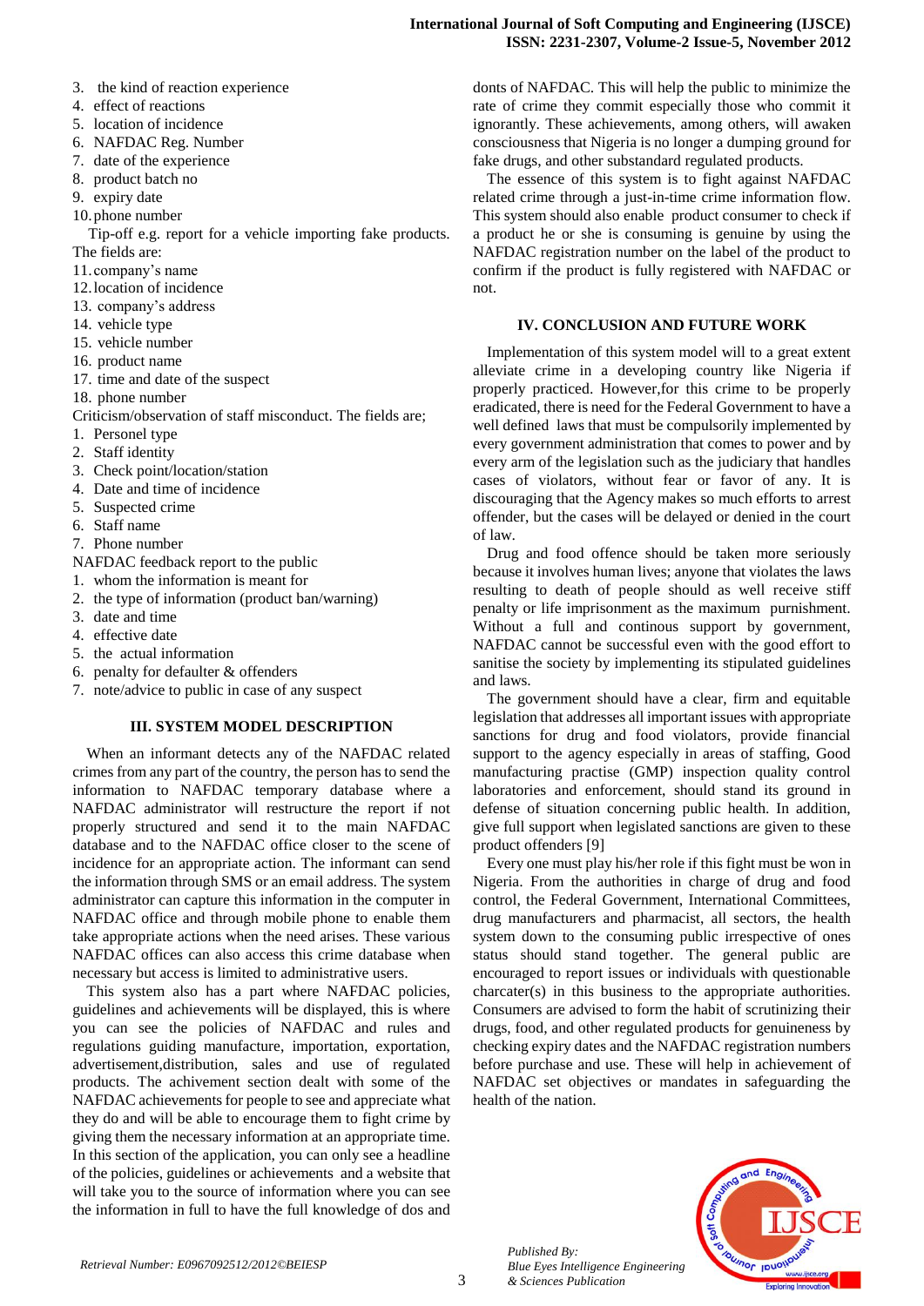3. the kind of reaction experience
4. effect of reactions
5. location of incidence
6. NAFDAC Reg. Number
7. date of the experience
8. product batch no
9. expiry date
10. phone number

Tip-off e.g. report for a vehicle importing fake products. The fields are:

11. company's name
12. location of incidence
13. company's address
14. vehicle type
15. vehicle number
16. product name
17. time and date of the suspect
18. phone number

Criticism/observation of staff misconduct. The fields are;

1. Personel type
2. Staff identity
3. Check point/location/station
4. Date and time of incidence
5. Suspected crime
6. Staff name
7. Phone number

NAFDAC feedback report to the public

1. whom the information is meant for
2. the type of information (product ban/warning)
3. date and time
4. effective date
5. the actual information
6. penalty for defaulter & offenders
7. note/advice to public in case of any suspect

## III. SYSTEM MODEL DESCRIPTION

When an informant detects any of the NAFDAC related crimes from any part of the country, the person has to send the information to NAFDAC temporary database where a NAFDAC administrator will restructure the report if not properly structured and send it to the main NAFDAC database and to the NAFDAC office closer to the scene of incidence for an appropriate action. The informant can send the information through SMS or an email address. The system administrator can capture this information in the computer in NAFDAC office and through mobile phone to enable them take appropriate actions when the need arises. These various NAFDAC offices can also access this crime database when necessary but access is limited to administrative users.

This system also has a part where NAFDAC policies, guidelines and achievements will be displayed, this is where you can see the policies of NAFDAC and rules and regulations guiding manufacture, importation, exportation, advertisement,distribution, sales and use of regulated products. The achivement section dealt with some of the NAFDAC achievements for people to see and appreciate what they do and will be able to encourage them to fight crime by giving them the necessary information at an appropriate time. In this section of the application, you can only see a headline of the policies, guidelines or achievements and a website that will take you to the source of information where you can see the information in full to have the full knowledge of dos and donts of NAFDAC. This will help the public to minimize the rate of crime they commit especially those who commit it ignorantly. These achievements, among others, will awaken consciousness that Nigeria is no longer a dumping ground for fake drugs, and other substandard regulated products.

The essence of this system is to fight against NAFDAC related crime through a just-in-time crime information flow. This system should also enable product consumer to check if a product he or she is consuming is genuine by using the NAFDAC registration number on the label of the product to confirm if the product is fully registered with NAFDAC or not.

## IV. CONCLUSION AND FUTURE WORK

Implementation of this system model will to a great extent alleviate crime in a developing country like Nigeria if properly practiced. However,for this crime to be properly eradicated, there is need for the Federal Government to have a well defined laws that must be compulsorily implemented by every government administration that comes to power and by every arm of the legislation such as the judiciary that handles cases of violators, without fear or favor of any. It is discouraging that the Agency makes so much efforts to arrest offender, but the cases will be delayed or denied in the court of law.

Drug and food offence should be taken more seriously because it involves human lives; anyone that violates the laws resulting to death of people should as well receive stiff penalty or life imprisonment as the maximum purnishment. Without a full and continous support by government, NAFDAC cannot be successful even with the good effort to sanitise the society by implementing its stipulated guidelines and laws.

The government should have a clear, firm and equitable legislation that addresses all important issues with appropriate sanctions for drug and food violators, provide financial support to the agency especially in areas of staffing, Good manufacturing practise (GMP) inspection quality control laboratories and enforcement, should stand its ground in defense of situation concerning public health. In addition, give full support when legislated sanctions are given to these product offenders [9]

Every one must play his/her role if this fight must be won in Nigeria. From the authorities in charge of drug and food control, the Federal Government, International Committees, drug manufacturers and pharmacist, all sectors, the health system down to the consuming public irrespective of ones status should stand together. The general public are encouraged to report issues or individuals with questionable charcater(s) in this business to the appropriate authorities. Consumers are advised to form the habit of scrutinizing their drugs, food, and other regulated products for genuineness by checking expiry dates and the NAFDAC registration numbers before purchase and use. These will help in achievement of NAFDAC set objectives or mandates in safeguarding the health of the nation.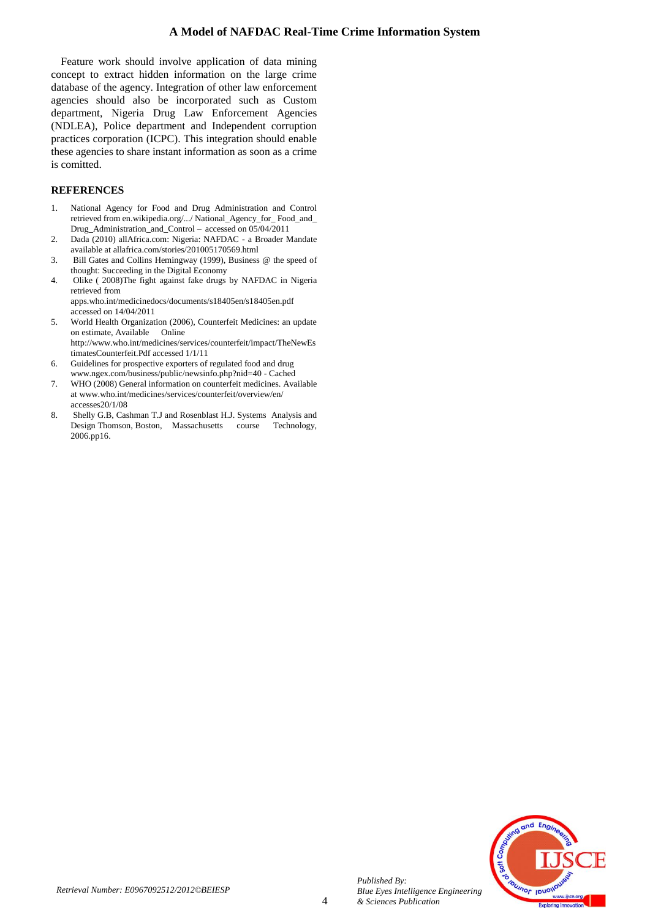Feature work should involve application of data mining concept to extract hidden information on the large crime database of the agency. Integration of other law enforcement agencies should also be incorporated such as Custom department, Nigeria Drug Law Enforcement Agencies (NDLEA), Police department and Independent corruption practices corporation (ICPC). This integration should enable these agencies to share instant information as soon as a crime is comitted.

## REFERENCES

1. National Agency for Food and Drug Administration and Control retrieved from en.wikipedia.org/.../ National_Agency_for_ Food_and_ Drug_Administration_and_Control – accessed on 05/04/2011
2. Dada (2010) allAfrica.com: Nigeria: NAFDAC - a Broader Mandate available at allafrica.com/stories/201005170569.html
3. Bill Gates and Collins Hemingway (1999), Business @ the speed of thought: Succeeding in the Digital Economy
4. Olike ( 2008)The fight against fake drugs by NAFDAC in Nigeria retrieved from apps.who.int/medicinedocs/documents/s18405en/s18405en.pdf accessed on 14/04/2011
5. World Health Organization (2006), Counterfeit Medicines: an update on estimate, Available Online http://www.who.int/medicines/services/counterfeit/impact/TheNewEstimatesCounterfeit.Pdf accessed 1/1/11
6. Guidelines for prospective exporters of regulated food and drug www.ngex.com/business/public/newsinfo.php?nid=40 - Cached
7. WHO (2008) General information on counterfeit medicines. Available at www.who.int/medicines/services/counterfeit/overview/en/ accesses20/1/08
8. Shelly G.B, Cashman T.J and Rosenblast H.J. Systems Analysis and Design Thomson, Boston, Massachusetts course Technology, 2006.pp16.